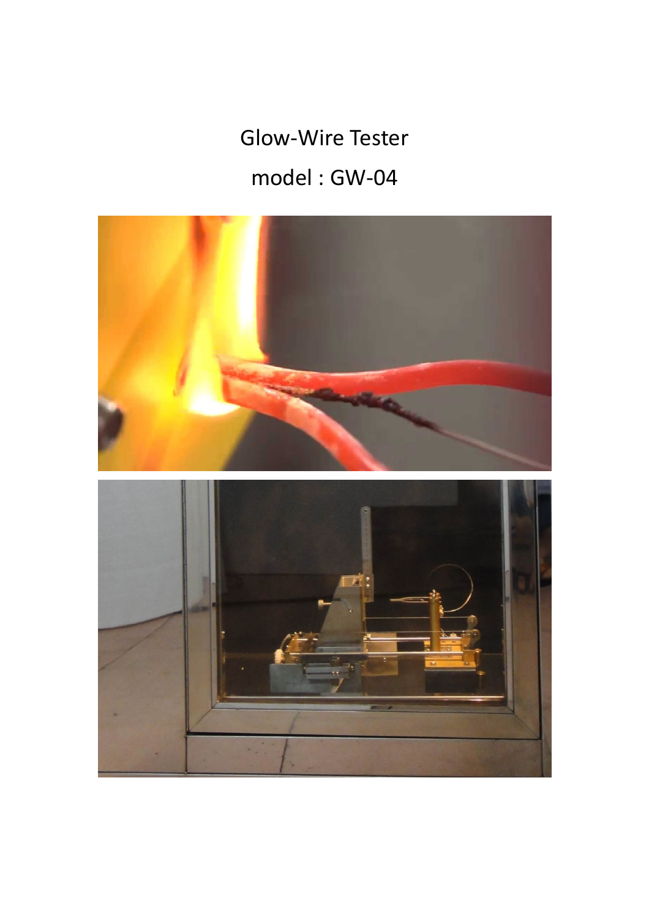# Glow-Wire Tester

## model : GW-04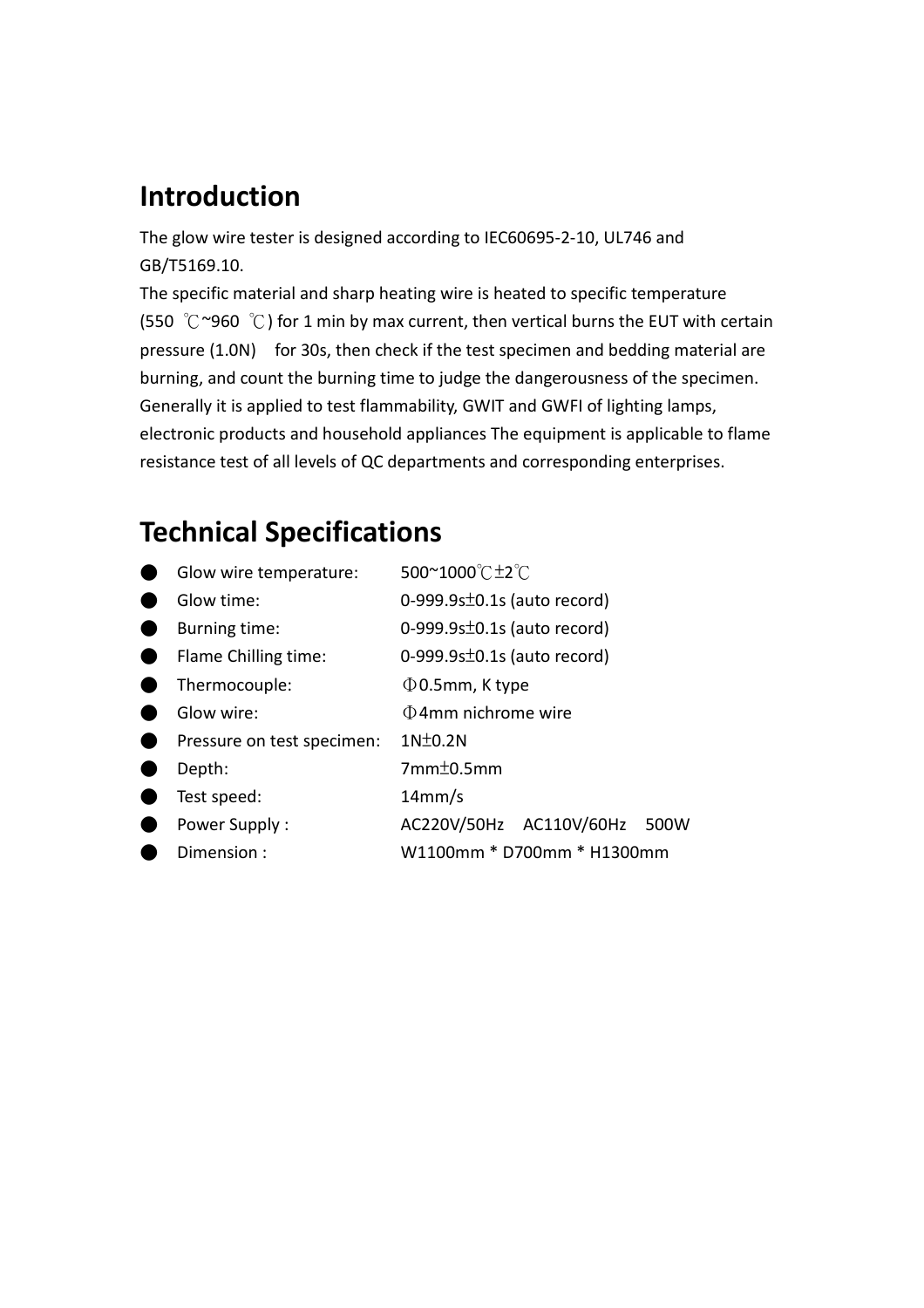## Introduction

The glow wire tester is designed according to IEC60695-2-10, UL746 and GB/T5169.10.
The specific material and sharp heating wire is heated to specific temperature (550 ℃~960 ℃) for 1 min by max current, then vertical burns the EUT with certain pressure (1.0N) for 30s, then check if the test specimen and bedding material are burning, and count the burning time to judge the dangerousness of the specimen. Generally it is applied to test flammability, GWIT and GWFI of lighting lamps, electronic products and household appliances The equipment is applicable to flame resistance test of all levels of QC departments and corresponding enterprises.

## Technical Specifications

- Glow wire temperature: 500~1000℃±2℃
- Glow time: 0-999.9s±0.1s (auto record)
- Burning time: 0-999.9s±0.1s (auto record)
- Flame Chilling time: 0-999.9s±0.1s (auto record)
- Thermocouple: Φ0.5mm, K type
- Glow wire: Φ4mm nichrome wire
- Pressure on test specimen: 1N±0.2N
- Depth: 7mm±0.5mm
- Test speed: 14mm/s
- Power Supply : AC220V/50Hz AC110V/60Hz 500W
- Dimension : W1100mm * D700mm * H1300mm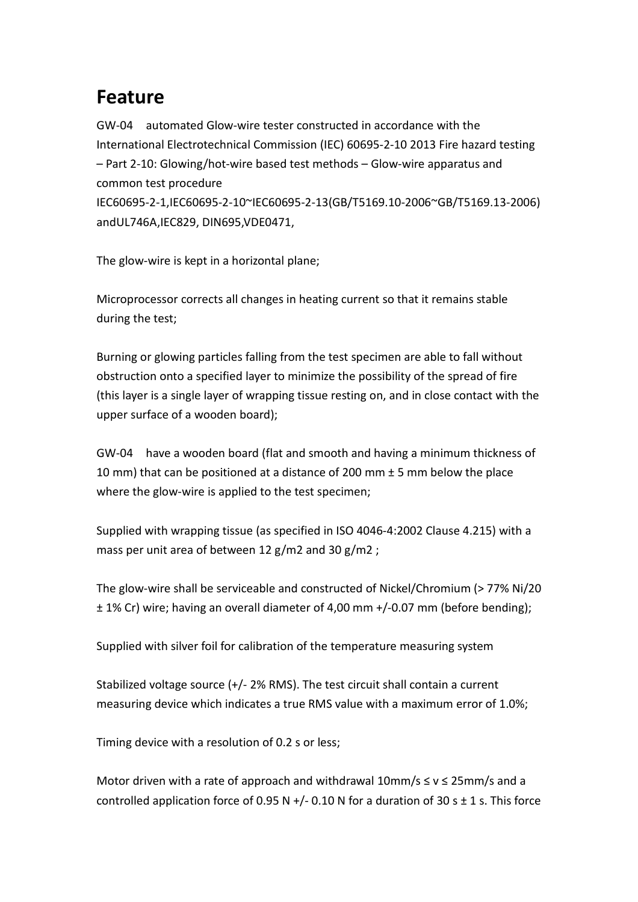## Feature

GW-04 automated Glow-wire tester constructed in accordance with the International Electrotechnical Commission (IEC) 60695-2-10 2013 Fire hazard testing – Part 2-10: Glowing/hot-wire based test methods – Glow-wire apparatus and common test procedure IEC60695-2-1,IEC60695-2-10~IEC60695-2-13(GB/T5169.10-2006~GB/T5169.13-2006) andUL746A,IEC829, DIN695,VDE0471,

The glow-wire is kept in a horizontal plane;

Microprocessor corrects all changes in heating current so that it remains stable during the test;

Burning or glowing particles falling from the test specimen are able to fall without obstruction onto a specified layer to minimize the possibility of the spread of fire (this layer is a single layer of wrapping tissue resting on, and in close contact with the upper surface of a wooden board);

GW-04 have a wooden board (flat and smooth and having a minimum thickness of 10 mm) that can be positioned at a distance of 200 mm ± 5 mm below the place where the glow-wire is applied to the test specimen;

Supplied with wrapping tissue (as specified in ISO 4046-4:2002 Clause 4.215) with a mass per unit area of between 12 g/m2 and 30 g/m2 ;

The glow-wire shall be serviceable and constructed of Nickel/Chromium (> 77% Ni/20 ± 1% Cr) wire; having an overall diameter of 4,00 mm +/-0.07 mm (before bending);

Supplied with silver foil for calibration of the temperature measuring system

Stabilized voltage source (+/- 2% RMS). The test circuit shall contain a current measuring device which indicates a true RMS value with a maximum error of 1.0%;

Timing device with a resolution of 0.2 s or less;

Motor driven with a rate of approach and withdrawal 10mm/s ≤ v ≤ 25mm/s and a controlled application force of 0.95 N +/- 0.10 N for a duration of 30 s ± 1 s. This force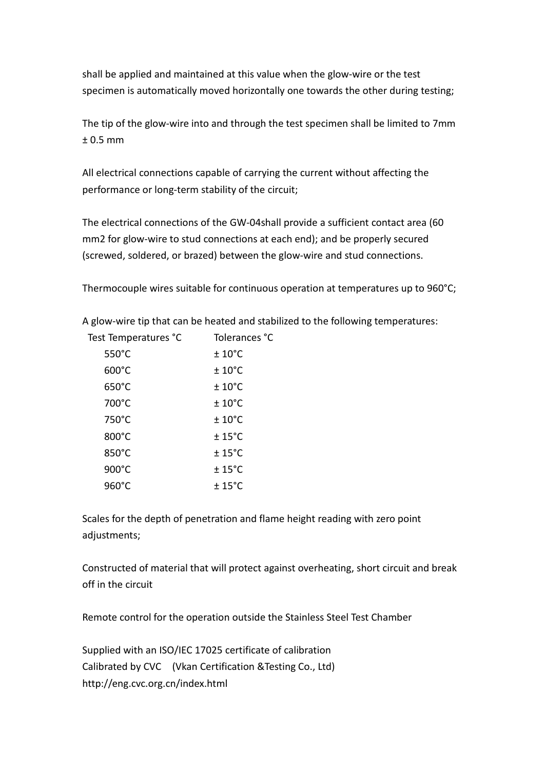shall be applied and maintained at this value when the glow-wire or the test specimen is automatically moved horizontally one towards the other during testing;

The tip of the glow-wire into and through the test specimen shall be limited to 7mm ± 0.5 mm

All electrical connections capable of carrying the current without affecting the performance or long-term stability of the circuit;

The electrical connections of the GW-04shall provide a sufficient contact area (60 mm2 for glow-wire to stud connections at each end); and be properly secured (screwed, soldered, or brazed) between the glow-wire and stud connections.

Thermocouple wires suitable for continuous operation at temperatures up to 960°C;

A glow-wire tip that can be heated and stabilized to the following temperatures:

| Test Temperatures °C | Tolerances °C |
| --- | --- |
| 550°C | ± 10°C |
| 600°C | ± 10°C |
| 650°C | ± 10°C |
| 700°C | ± 10°C |
| 750°C | ± 10°C |
| 800°C | ± 15°C |
| 850°C | ± 15°C |
| 900°C | ± 15°C |
| 960°C | ± 15°C |

Scales for the depth of penetration and flame height reading with zero point adjustments;

Constructed of material that will protect against overheating, short circuit and break off in the circuit

Remote control for the operation outside the Stainless Steel Test Chamber

Supplied with an ISO/IEC 17025 certificate of calibration
Calibrated by CVC (Vkan Certification &Testing Co., Ltd)
http://eng.cvc.org.cn/index.html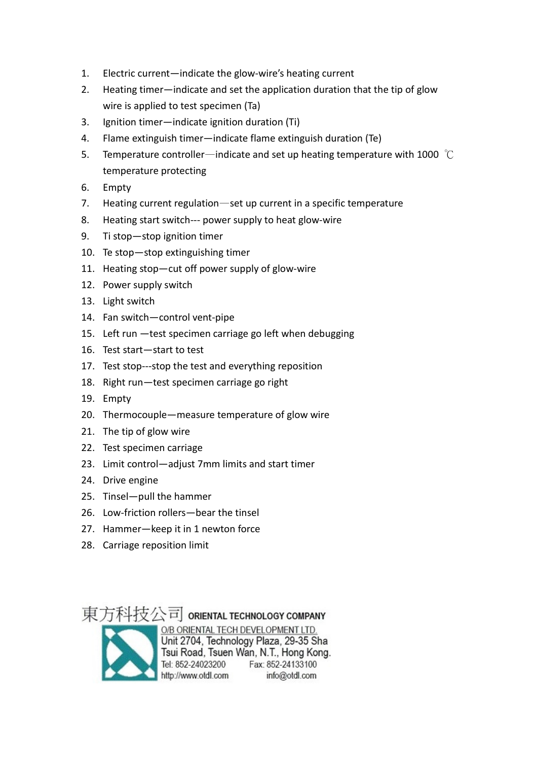1. Electric current—indicate the glow-wire's heating current
2. Heating timer—indicate and set the application duration that the tip of glow wire is applied to test specimen (Ta)
3. Ignition timer—indicate ignition duration (Ti)
4. Flame extinguish timer—indicate flame extinguish duration (Te)
5. Temperature controller—indicate and set up heating temperature with 1000 ℃ temperature protecting
6. Empty
7. Heating current regulation—set up current in a specific temperature
8. Heating start switch--- power supply to heat glow-wire
9. Ti stop—stop ignition timer
10. Te stop—stop extinguishing timer
11. Heating stop—cut off power supply of glow-wire
12. Power supply switch
13. Light switch
14. Fan switch—control vent-pipe
15. Left run —test specimen carriage go left when debugging
16. Test start—start to test
17. Test stop---stop the test and everything reposition
18. Right run—test specimen carriage go right
19. Empty
20. Thermocouple—measure temperature of glow wire
21. The tip of glow wire
22. Test specimen carriage
23. Limit control—adjust 7mm limits and start timer
24. Drive engine
25. Tinsel—pull the hammer
26. Low-friction rollers—bear the tinsel
27. Hammer—keep it in 1 newton force
28. Carriage reposition limit

東方科技公司 ORIENTAL TECHNOLOGY COMPANY

O/B ORIENTAL TECH DEVELOPMENT LTD.
Unit 2704, Technology Plaza, 29-35 Sha Tsui Road, Tsuen Wan, N.T., Hong Kong.
Tel: 852-24023200 Fax: 852-24133100
http://www.otdl.com info@otdl.com